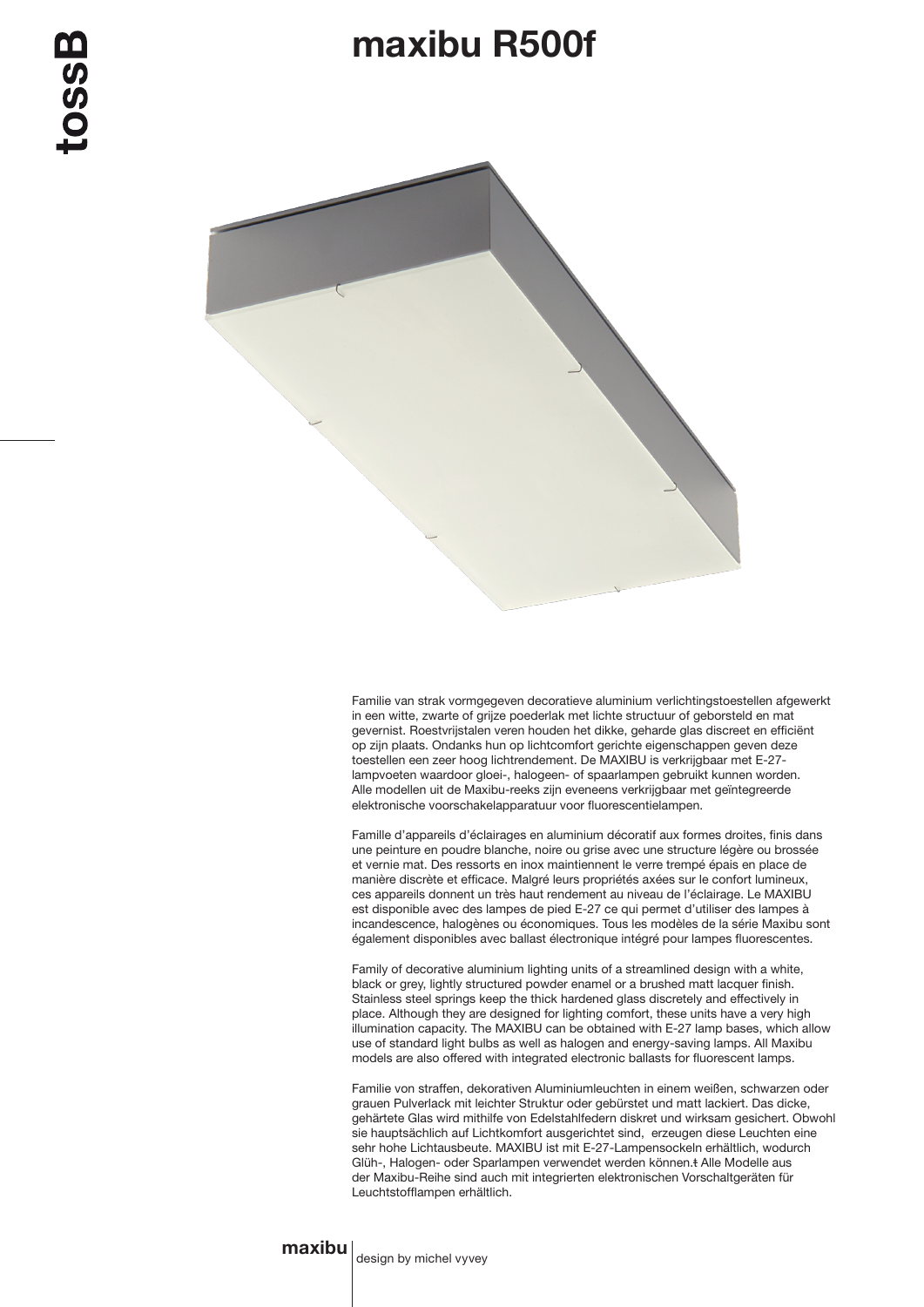tossB

# maxibu R500f

Familie van strak vormgegeven decoratieve aluminium verlichtingstoestellen afgewerkt in een witte, zwarte of grijze poederlak met lichte structuur of geborsteld en mat gevernist. Roestvrijstalen veren houden het dikke, geharde glas discreet en efficiënt op zijn plaats. Ondanks hun op lichtcomfort gerichte eigenschappen geven deze toestellen een zeer hoog lichtrendement. De MAXIBU is verkrijgbaar met E-27-lampvoeten waardoor gloei-, halogeen- of spaarlampen gebruikt kunnen worden. Alle modellen uit de Maxibu-reeks zijn eveneens verkrijgbaar met geïntegreerde elektronische voorschakelapparatuur voor fluorescentielampen.

Famille d'appareils d'éclairages en aluminium décoratif aux formes droites, finis dans une peinture en poudre blanche, noire ou grise avec une structure légère ou brossée et vernie mat. Des ressorts en inox maintiennent le verre trempé épais en place de manière discrète et efficace. Malgré leurs propriétés axées sur le confort lumineux, ces appareils donnent un très haut rendement au niveau de l'éclairage. Le MAXIBU est disponible avec des lampes de pied E-27 ce qui permet d'utiliser des lampes à incandescence, halogènes ou économiques. Tous les modèles de la série Maxibu sont également disponibles avec ballast électronique intégré pour lampes fluorescentes.

Family of decorative aluminium lighting units of a streamlined design with a white, black or grey, lightly structured powder enamel or a brushed matt lacquer finish. Stainless steel springs keep the thick hardened glass discretely and effectively in place. Although they are designed for lighting comfort, these units have a very high illumination capacity. The MAXIBU can be obtained with E-27 lamp bases, which allow use of standard light bulbs as well as halogen and energy-saving lamps. All Maxibu models are also offered with integrated electronic ballasts for fluorescent lamps.

Familie von straffen, dekorativen Aluminiumleuchten in einem weißen, schwarzen oder grauen Pulverlack mit leichter Struktur oder gebürstet und matt lackiert. Das dicke, gehärtete Glas wird mithilfe von Edelstahlfedern diskret und wirksam gesichert. Obwohl sie hauptsächlich auf Lichtkomfort ausgerichtet sind, erzeugen diese Leuchten eine sehr hohe Lichtausbeute. MAXIBU ist mit E-27-Lampensockeln erhältlich, wodurch Glüh-, Halogen- oder Sparlampen verwendet werden können.ŧ Alle Modelle aus der Maxibu-Reihe sind auch mit integrierten elektronischen Vorschaltgeräten für Leuchtstofflampen erhältlich.

**maxibu** | design by michel vyvey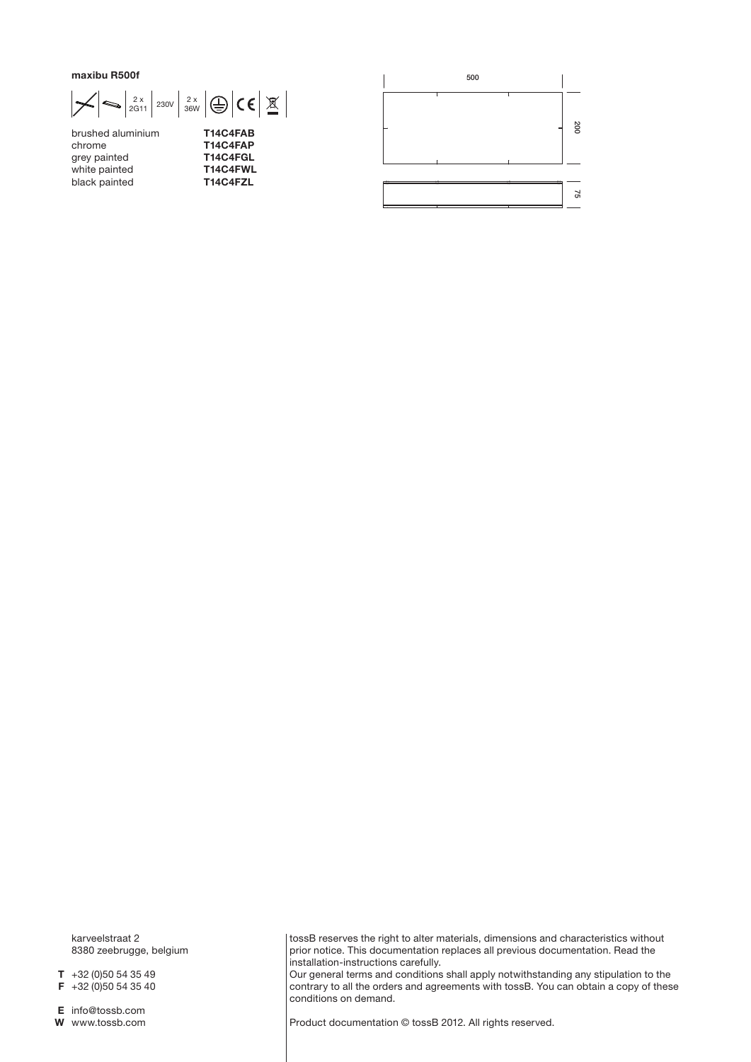**maxibu R500f**

2 x 2G11 | 230V | 2 x 36W

| | |
|---|---|
| brushed aluminium | **T14C4FAB** |
| chrome | **T14C4FAP** |
| grey painted | **T14C4FGL** |
| white painted | **T14C4FWL** |
| black painted | **T14C4FZL** |

500

200

75

karveelstraat 2
8380 zeebrugge, belgium

**T** +32 (0)50 54 35 49
**F** +32 (0)50 54 35 40

**E** info@tossb.com
**W** www.tossb.com

tossB reserves the right to alter materials, dimensions and characteristics without prior notice. This documentation replaces all previous documentation. Read the installation-instructions carefully.
Our general terms and conditions shall apply notwithstanding any stipulation to the contrary to all the orders and agreements with tossB. You can obtain a copy of these conditions on demand.

Product documentation © tossB 2012. All rights reserved.